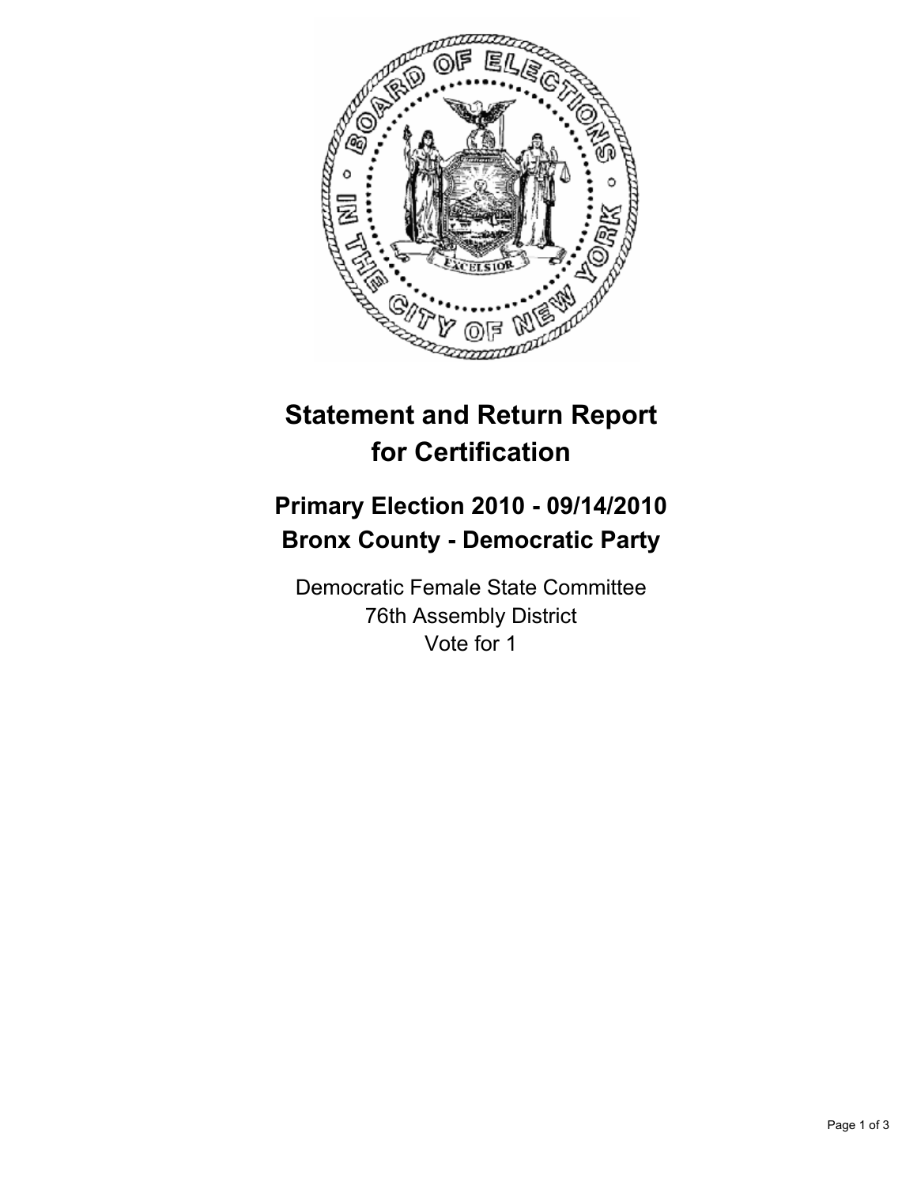# Statement and Return Report for Certification

## Primary Election 2010 - 09/14/2010
## Bronx County - Democratic Party

Democratic Female State Committee
76th Assembly District
Vote for 1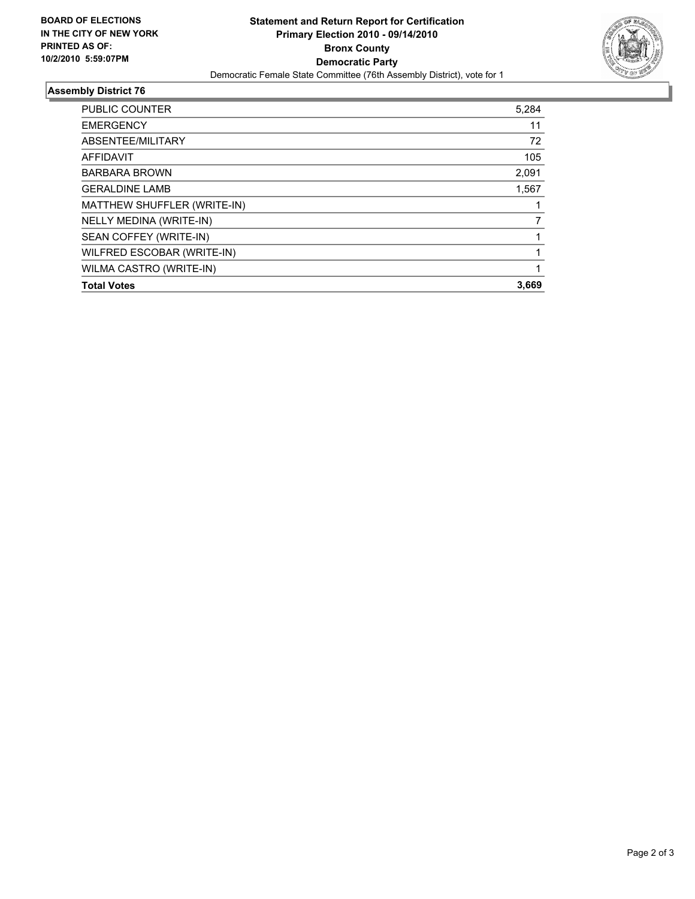**BOARD OF ELECTIONS IN THE CITY OF NEW YORK PRINTED AS OF: 10/2/2010 5:59:07PM**

**Statement and Return Report for Certification**
**Primary Election 2010 - 09/14/2010**
**Bronx County**
**Democratic Party**
Democratic Female State Committee (76th Assembly District), vote for 1

## Assembly District 76

| | |
|---|---|
| PUBLIC COUNTER | 5,284 |
| EMERGENCY | 11 |
| ABSENTEE/MILITARY | 72 |
| AFFIDAVIT | 105 |
| BARBARA BROWN | 2,091 |
| GERALDINE LAMB | 1,567 |
| MATTHEW SHUFFLER (WRITE-IN) | 1 |
| NELLY MEDINA (WRITE-IN) | 7 |
| SEAN COFFEY (WRITE-IN) | 1 |
| WILFRED ESCOBAR (WRITE-IN) | 1 |
| WILMA CASTRO (WRITE-IN) | 1 |
| **Total Votes** | **3,669** |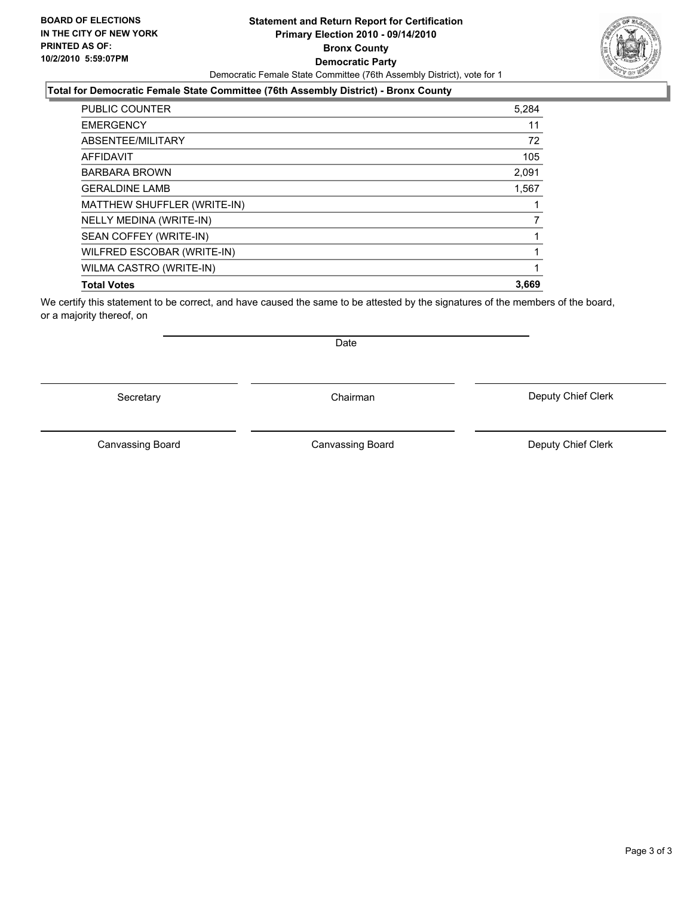**BOARD OF ELECTIONS IN THE CITY OF NEW YORK PRINTED AS OF: 10/2/2010 5:59:07PM**

**Statement and Return Report for Certification**
**Primary Election 2010 - 09/14/2010**
**Bronx County**
**Democratic Party**
Democratic Female State Committee (76th Assembly District), vote for 1

**Total for Democratic Female State Committee (76th Assembly District) - Bronx County**

| | |
|---|---|
| PUBLIC COUNTER | 5,284 |
| EMERGENCY | 11 |
| ABSENTEE/MILITARY | 72 |
| AFFIDAVIT | 105 |
| BARBARA BROWN | 2,091 |
| GERALDINE LAMB | 1,567 |
| MATTHEW SHUFFLER (WRITE-IN) | 1 |
| NELLY MEDINA (WRITE-IN) | 7 |
| SEAN COFFEY (WRITE-IN) | 1 |
| WILFRED ESCOBAR (WRITE-IN) | 1 |
| WILMA CASTRO (WRITE-IN) | 1 |
| **Total Votes** | **3,669** |

We certify this statement to be correct, and have caused the same to be attested by the signatures of the members of the board, or a majority thereof, on

Date

Secretary | Chairman | Deputy Chief Clerk

Canvassing Board | Canvassing Board | Deputy Chief Clerk